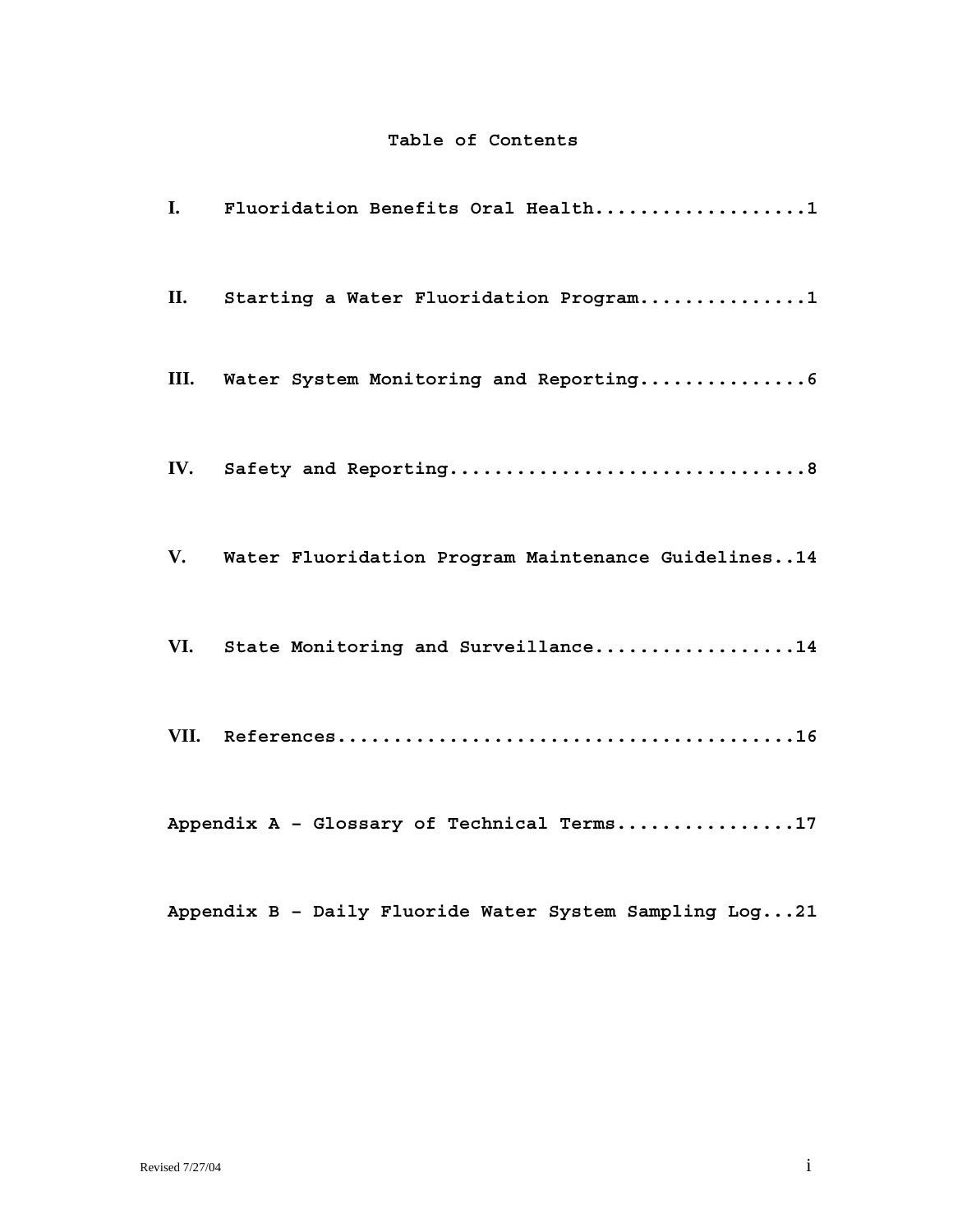# Table of Contents

**I.** Fluoridation Benefits Oral Health..................1

**II.** Starting a Water Fluoridation Program...............1

**III.** Water System Monitoring and Reporting...............6

**IV.** Safety and Reporting...............................8

**V.** Water Fluoridation Program Maintenance Guidelines..14

**VI.** State Monitoring and Surveillance..................14

**VII.** References.........................................16

Appendix A – Glossary of Technical Terms................17

Appendix B – Daily Fluoride Water System Sampling Log...21

Revised 7/27/04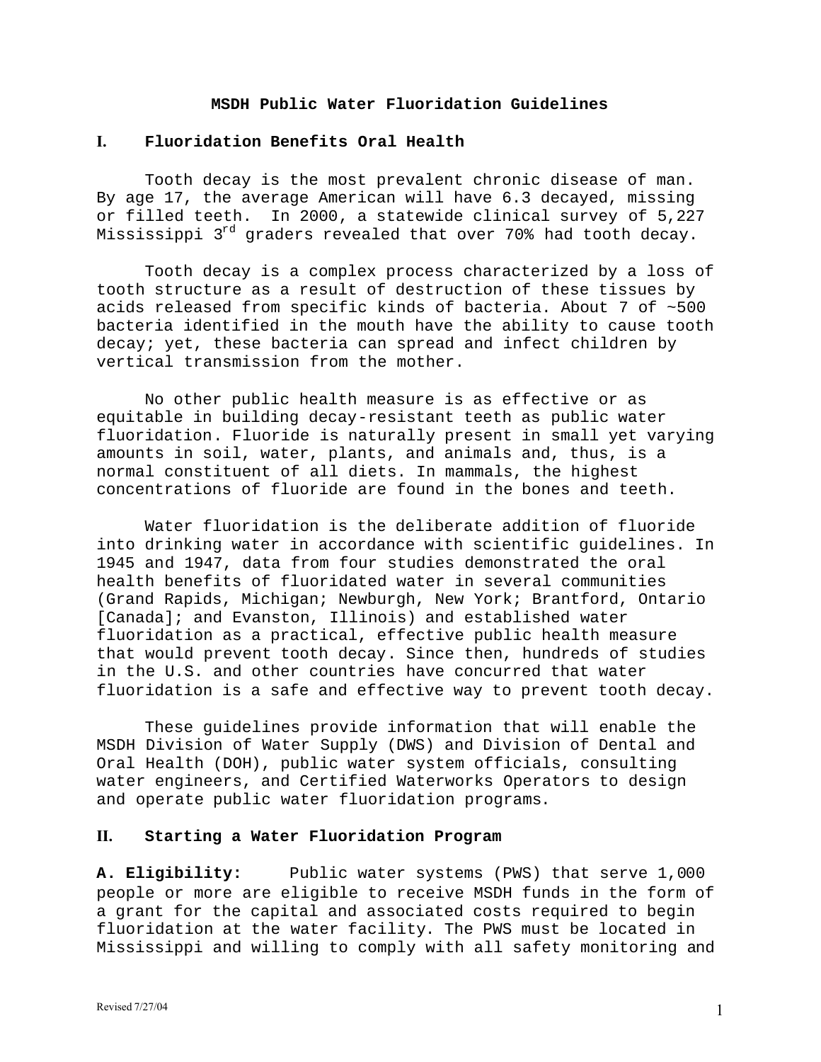# MSDH Public Water Fluoridation Guidelines

## I. Fluoridation Benefits Oral Health

Tooth decay is the most prevalent chronic disease of man. By age 17, the average American will have 6.3 decayed, missing or filled teeth. In 2000, a statewide clinical survey of 5,227 Mississippi 3rd graders revealed that over 70% had tooth decay.

Tooth decay is a complex process characterized by a loss of tooth structure as a result of destruction of these tissues by acids released from specific kinds of bacteria. About 7 of ~500 bacteria identified in the mouth have the ability to cause tooth decay; yet, these bacteria can spread and infect children by vertical transmission from the mother.

No other public health measure is as effective or as equitable in building decay-resistant teeth as public water fluoridation. Fluoride is naturally present in small yet varying amounts in soil, water, plants, and animals and, thus, is a normal constituent of all diets. In mammals, the highest concentrations of fluoride are found in the bones and teeth.

Water fluoridation is the deliberate addition of fluoride into drinking water in accordance with scientific guidelines. In 1945 and 1947, data from four studies demonstrated the oral health benefits of fluoridated water in several communities (Grand Rapids, Michigan; Newburgh, New York; Brantford, Ontario [Canada]; and Evanston, Illinois) and established water fluoridation as a practical, effective public health measure that would prevent tooth decay. Since then, hundreds of studies in the U.S. and other countries have concurred that water fluoridation is a safe and effective way to prevent tooth decay.

These guidelines provide information that will enable the MSDH Division of Water Supply (DWS) and Division of Dental and Oral Health (DOH), public water system officials, consulting water engineers, and Certified Waterworks Operators to design and operate public water fluoridation programs.

## II. Starting a Water Fluoridation Program

**A. Eligibility:** Public water systems (PWS) that serve 1,000 people or more are eligible to receive MSDH funds in the form of a grant for the capital and associated costs required to begin fluoridation at the water facility. The PWS must be located in Mississippi and willing to comply with all safety monitoring and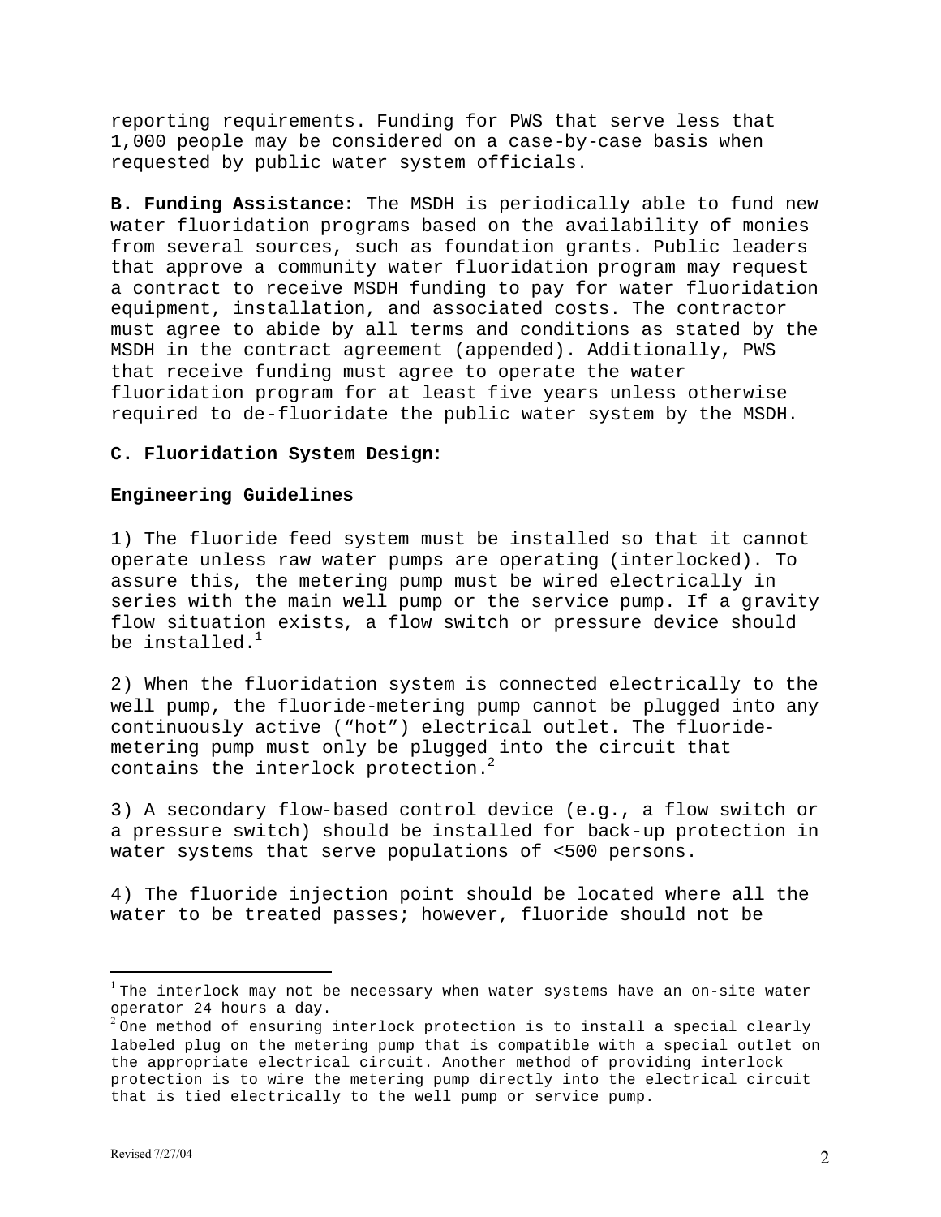reporting requirements. Funding for PWS that serve less that 1,000 people may be considered on a case-by-case basis when requested by public water system officials.

**B. Funding Assistance:** The MSDH is periodically able to fund new water fluoridation programs based on the availability of monies from several sources, such as foundation grants. Public leaders that approve a community water fluoridation program may request a contract to receive MSDH funding to pay for water fluoridation equipment, installation, and associated costs. The contractor must agree to abide by all terms and conditions as stated by the MSDH in the contract agreement (appended). Additionally, PWS that receive funding must agree to operate the water fluoridation program for at least five years unless otherwise required to de-fluoridate the public water system by the MSDH.

**C. Fluoridation System Design**:

**Engineering Guidelines**

1) The fluoride feed system must be installed so that it cannot operate unless raw water pumps are operating (interlocked). To assure this, the metering pump must be wired electrically in series with the main well pump or the service pump. If a gravity flow situation exists, a flow switch or pressure device should be installed.[1]

2) When the fluoridation system is connected electrically to the well pump, the fluoride-metering pump cannot be plugged into any continuously active ("hot") electrical outlet. The fluoride-metering pump must only be plugged into the circuit that contains the interlock protection.[2]

3) A secondary flow-based control device (e.g., a flow switch or a pressure switch) should be installed for back-up protection in water systems that serve populations of <500 persons.

4) The fluoride injection point should be located where all the water to be treated passes; however, fluoride should not be

---

[1] The interlock may not be necessary when water systems have an on-site water operator 24 hours a day.

[2] One method of ensuring interlock protection is to install a special clearly labeled plug on the metering pump that is compatible with a special outlet on the appropriate electrical circuit. Another method of providing interlock protection is to wire the metering pump directly into the electrical circuit that is tied electrically to the well pump or service pump.

Revised 7/27/04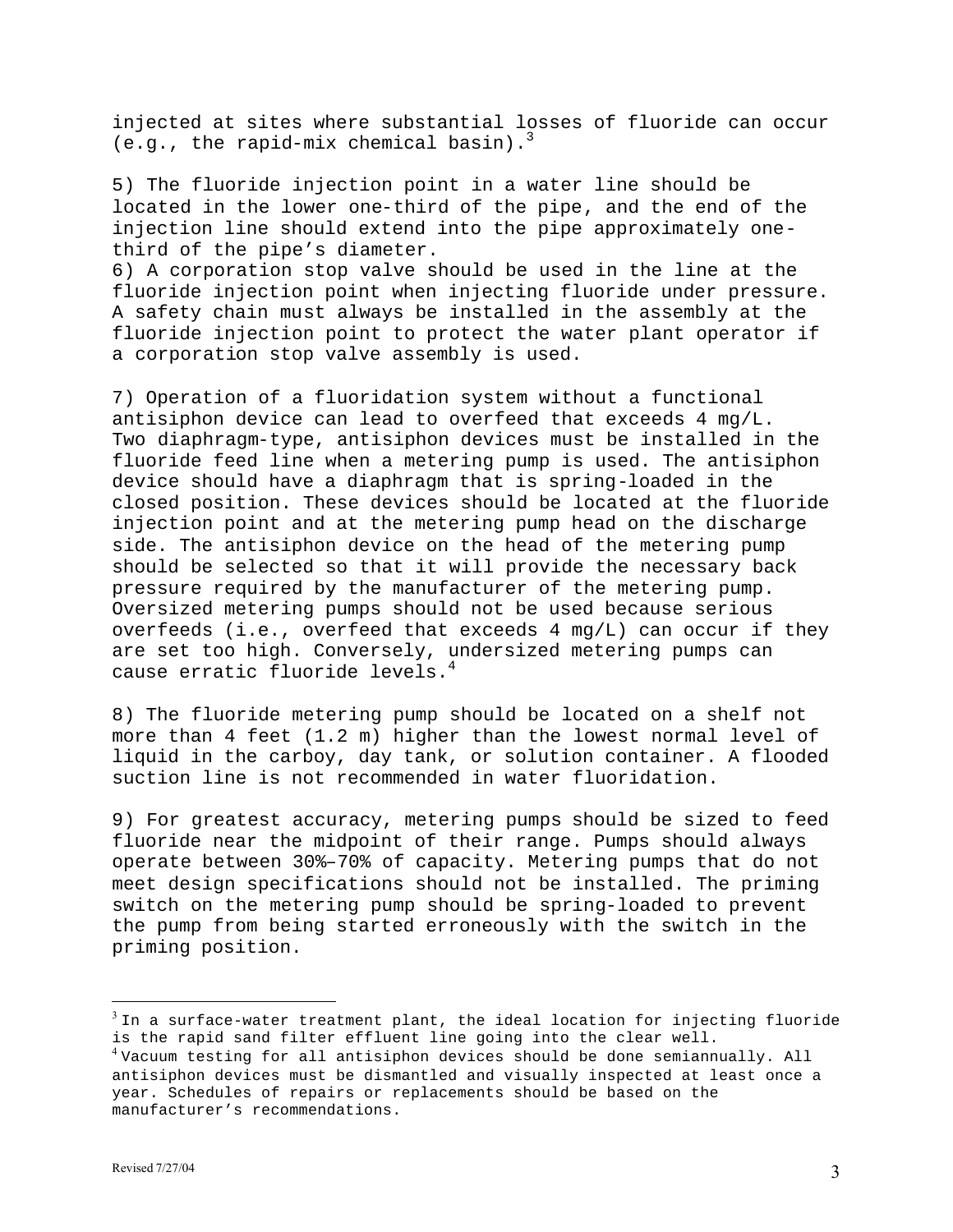injected at sites where substantial losses of fluoride can occur (e.g., the rapid-mix chemical basin).[3]

5) The fluoride injection point in a water line should be located in the lower one-third of the pipe, and the end of the injection line should extend into the pipe approximately one-third of the pipe's diameter.

6) A corporation stop valve should be used in the line at the fluoride injection point when injecting fluoride under pressure. A safety chain must always be installed in the assembly at the fluoride injection point to protect the water plant operator if a corporation stop valve assembly is used.

7) Operation of a fluoridation system without a functional antisiphon device can lead to overfeed that exceeds 4 mg/L. Two diaphragm-type, antisiphon devices must be installed in the fluoride feed line when a metering pump is used. The antisiphon device should have a diaphragm that is spring-loaded in the closed position. These devices should be located at the fluoride injection point and at the metering pump head on the discharge side. The antisiphon device on the head of the metering pump should be selected so that it will provide the necessary back pressure required by the manufacturer of the metering pump. Oversized metering pumps should not be used because serious overfeeds (i.e., overfeed that exceeds 4 mg/L) can occur if they are set too high. Conversely, undersized metering pumps can cause erratic fluoride levels.[4]

8) The fluoride metering pump should be located on a shelf not more than 4 feet (1.2 m) higher than the lowest normal level of liquid in the carboy, day tank, or solution container. A flooded suction line is not recommended in water fluoridation.

9) For greatest accuracy, metering pumps should be sized to feed fluoride near the midpoint of their range. Pumps should always operate between 30%–70% of capacity. Metering pumps that do not meet design specifications should not be installed. The priming switch on the metering pump should be spring-loaded to prevent the pump from being started erroneously with the switch in the priming position.

---

[3] In a surface-water treatment plant, the ideal location for injecting fluoride is the rapid sand filter effluent line going into the clear well.

[4] Vacuum testing for all antisiphon devices should be done semiannually. All antisiphon devices must be dismantled and visually inspected at least once a year. Schedules of repairs or replacements should be based on the manufacturer's recommendations.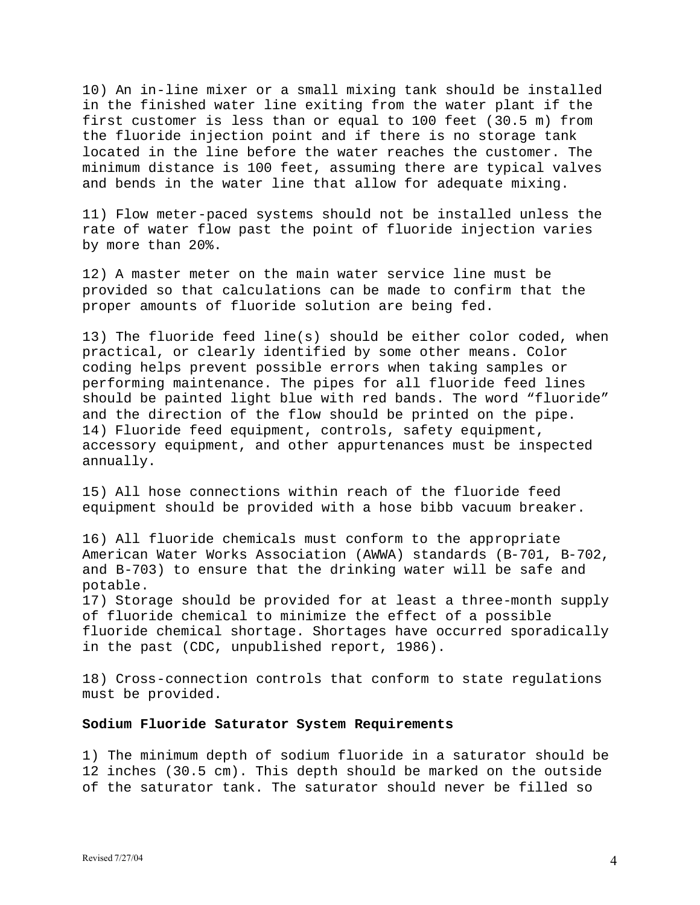10) An in-line mixer or a small mixing tank should be installed in the finished water line exiting from the water plant if the first customer is less than or equal to 100 feet (30.5 m) from the fluoride injection point and if there is no storage tank located in the line before the water reaches the customer. The minimum distance is 100 feet, assuming there are typical valves and bends in the water line that allow for adequate mixing.

11) Flow meter-paced systems should not be installed unless the rate of water flow past the point of fluoride injection varies by more than 20%.

12) A master meter on the main water service line must be provided so that calculations can be made to confirm that the proper amounts of fluoride solution are being fed.

13) The fluoride feed line(s) should be either color coded, when practical, or clearly identified by some other means. Color coding helps prevent possible errors when taking samples or performing maintenance. The pipes for all fluoride feed lines should be painted light blue with red bands. The word "fluoride" and the direction of the flow should be printed on the pipe.

14) Fluoride feed equipment, controls, safety equipment, accessory equipment, and other appurtenances must be inspected annually.

15) All hose connections within reach of the fluoride feed equipment should be provided with a hose bibb vacuum breaker.

16) All fluoride chemicals must conform to the appropriate American Water Works Association (AWWA) standards (B-701, B-702, and B-703) to ensure that the drinking water will be safe and potable.

17) Storage should be provided for at least a three-month supply of fluoride chemical to minimize the effect of a possible fluoride chemical shortage. Shortages have occurred sporadically in the past (CDC, unpublished report, 1986).

18) Cross-connection controls that conform to state regulations must be provided.

**Sodium Fluoride Saturator System Requirements**

1) The minimum depth of sodium fluoride in a saturator should be 12 inches (30.5 cm). This depth should be marked on the outside of the saturator tank. The saturator should never be filled so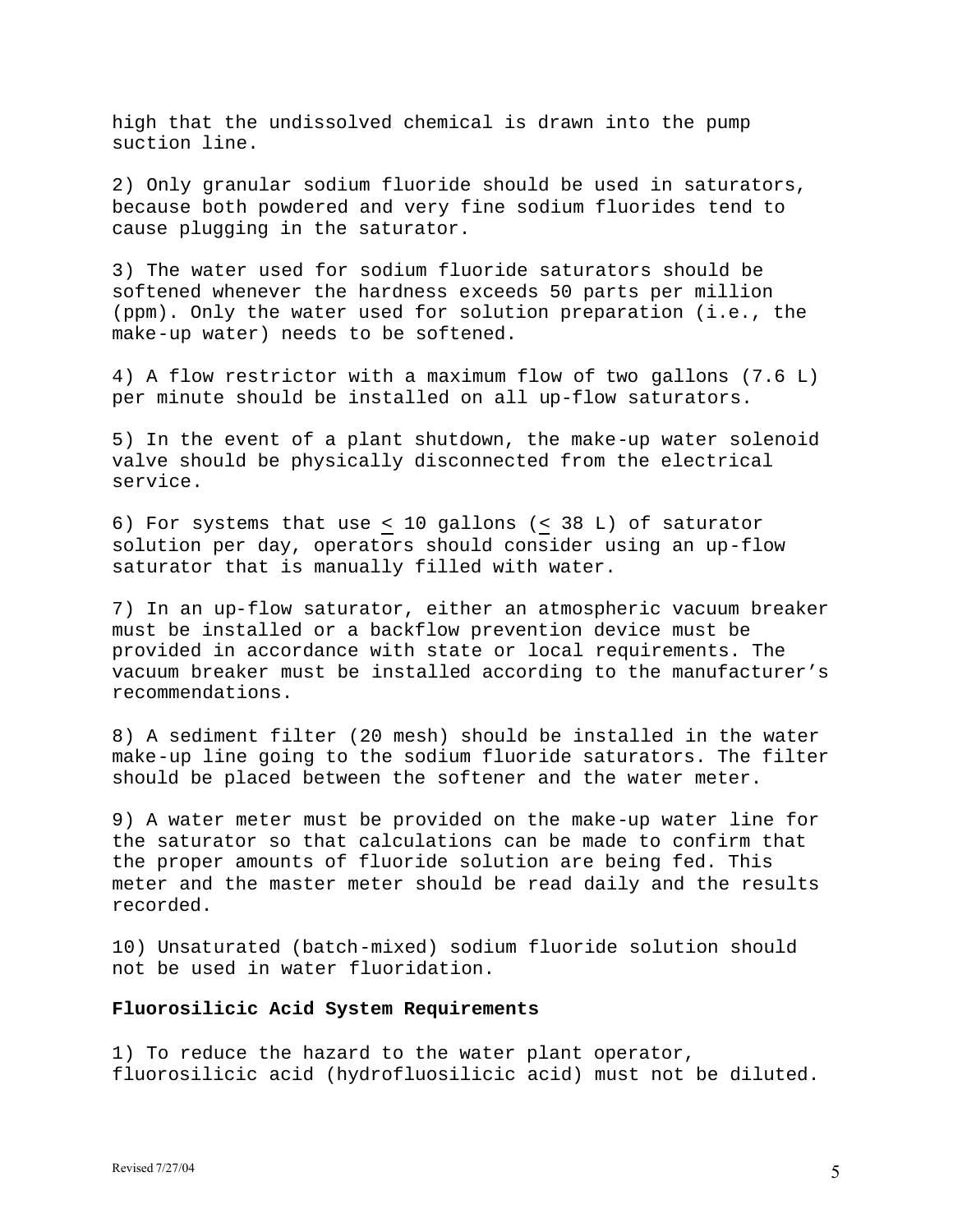high that the undissolved chemical is drawn into the pump suction line.

2) Only granular sodium fluoride should be used in saturators, because both powdered and very fine sodium fluorides tend to cause plugging in the saturator.

3) The water used for sodium fluoride saturators should be softened whenever the hardness exceeds 50 parts per million (ppm). Only the water used for solution preparation (i.e., the make-up water) needs to be softened.

4) A flow restrictor with a maximum flow of two gallons (7.6 L) per minute should be installed on all up-flow saturators.

5) In the event of a plant shutdown, the make-up water solenoid valve should be physically disconnected from the electrical service.

6) For systems that use ≤ 10 gallons (≤ 38 L) of saturator solution per day, operators should consider using an up-flow saturator that is manually filled with water.

7) In an up-flow saturator, either an atmospheric vacuum breaker must be installed or a backflow prevention device must be provided in accordance with state or local requirements. The vacuum breaker must be installed according to the manufacturer's recommendations.

8) A sediment filter (20 mesh) should be installed in the water make-up line going to the sodium fluoride saturators. The filter should be placed between the softener and the water meter.

9) A water meter must be provided on the make-up water line for the saturator so that calculations can be made to confirm that the proper amounts of fluoride solution are being fed. This meter and the master meter should be read daily and the results recorded.

10) Unsaturated (batch-mixed) sodium fluoride solution should not be used in water fluoridation.

**Fluorosilicic Acid System Requirements**

1) To reduce the hazard to the water plant operator, fluorosilicic acid (hydrofluosilicic acid) must not be diluted.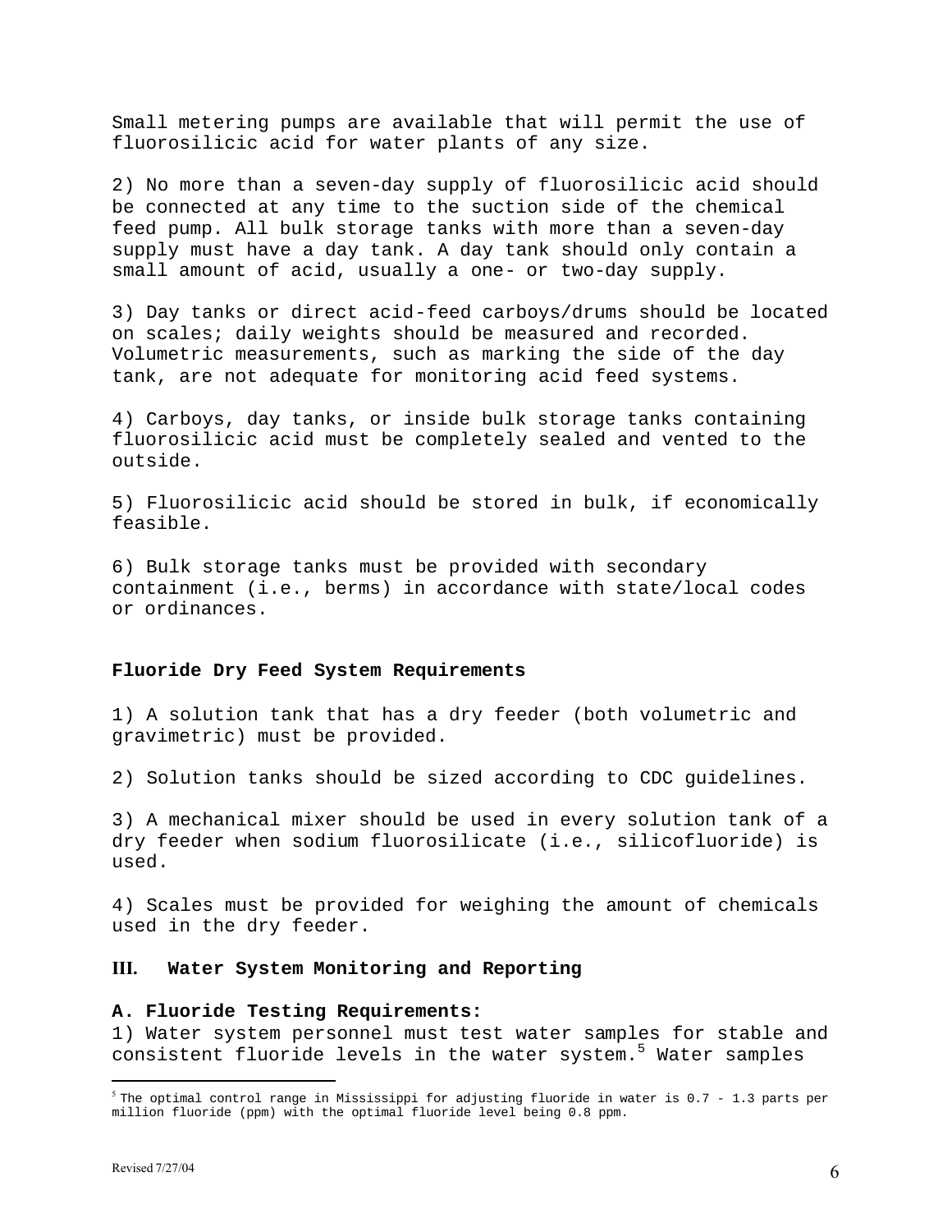Small metering pumps are available that will permit the use of fluorosilicic acid for water plants of any size.

2) No more than a seven-day supply of fluorosilicic acid should be connected at any time to the suction side of the chemical feed pump. All bulk storage tanks with more than a seven-day supply must have a day tank. A day tank should only contain a small amount of acid, usually a one- or two-day supply.

3) Day tanks or direct acid-feed carboys/drums should be located on scales; daily weights should be measured and recorded. Volumetric measurements, such as marking the side of the day tank, are not adequate for monitoring acid feed systems.

4) Carboys, day tanks, or inside bulk storage tanks containing fluorosilicic acid must be completely sealed and vented to the outside.

5) Fluorosilicic acid should be stored in bulk, if economically feasible.

6) Bulk storage tanks must be provided with secondary containment (i.e., berms) in accordance with state/local codes or ordinances.

**Fluoride Dry Feed System Requirements**

1) A solution tank that has a dry feeder (both volumetric and gravimetric) must be provided.

2) Solution tanks should be sized according to CDC guidelines.

3) A mechanical mixer should be used in every solution tank of a dry feeder when sodium fluorosilicate (i.e., silicofluoride) is used.

4) Scales must be provided for weighing the amount of chemicals used in the dry feeder.

## III. Water System Monitoring and Reporting

**A. Fluoride Testing Requirements:**

1) Water system personnel must test water samples for stable and consistent fluoride levels in the water system.[5] Water samples

[5] The optimal control range in Mississippi for adjusting fluoride in water is 0.7 - 1.3 parts per million fluoride (ppm) with the optimal fluoride level being 0.8 ppm.

Revised 7/27/04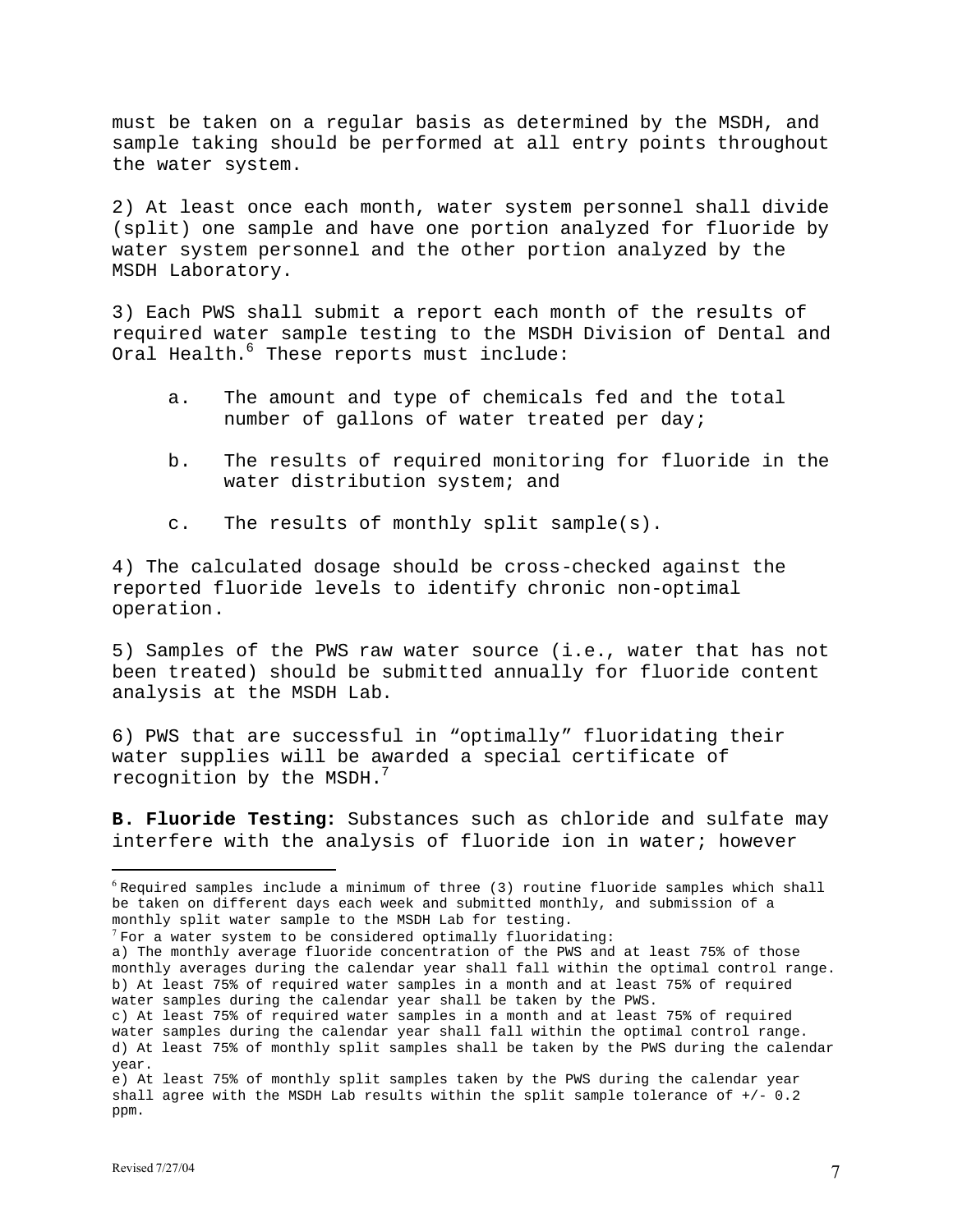must be taken on a regular basis as determined by the MSDH, and sample taking should be performed at all entry points throughout the water system.

2) At least once each month, water system personnel shall divide (split) one sample and have one portion analyzed for fluoride by water system personnel and the other portion analyzed by the MSDH Laboratory.

3) Each PWS shall submit a report each month of the results of required water sample testing to the MSDH Division of Dental and Oral Health.[6] These reports must include:

a. The amount and type of chemicals fed and the total number of gallons of water treated per day;

b. The results of required monitoring for fluoride in the water distribution system; and

c. The results of monthly split sample(s).

4) The calculated dosage should be cross-checked against the reported fluoride levels to identify chronic non-optimal operation.

5) Samples of the PWS raw water source (i.e., water that has not been treated) should be submitted annually for fluoride content analysis at the MSDH Lab.

6) PWS that are successful in "optimally" fluoridating their water supplies will be awarded a special certificate of recognition by the MSDH.[7]

**B. Fluoride Testing:** Substances such as chloride and sulfate may interfere with the analysis of fluoride ion in water; however

---

[6] Required samples include a minimum of three (3) routine fluoride samples which shall be taken on different days each week and submitted monthly, and submission of a monthly split water sample to the MSDH Lab for testing.

[7] For a water system to be considered optimally fluoridating:

a) The monthly average fluoride concentration of the PWS and at least 75% of those monthly averages during the calendar year shall fall within the optimal control range.

b) At least 75% of required water samples in a month and at least 75% of required water samples during the calendar year shall be taken by the PWS.

c) At least 75% of required water samples in a month and at least 75% of required water samples during the calendar year shall fall within the optimal control range.

d) At least 75% of monthly split samples shall be taken by the PWS during the calendar year.

e) At least 75% of monthly split samples taken by the PWS during the calendar year shall agree with the MSDH Lab results within the split sample tolerance of +/- 0.2 ppm.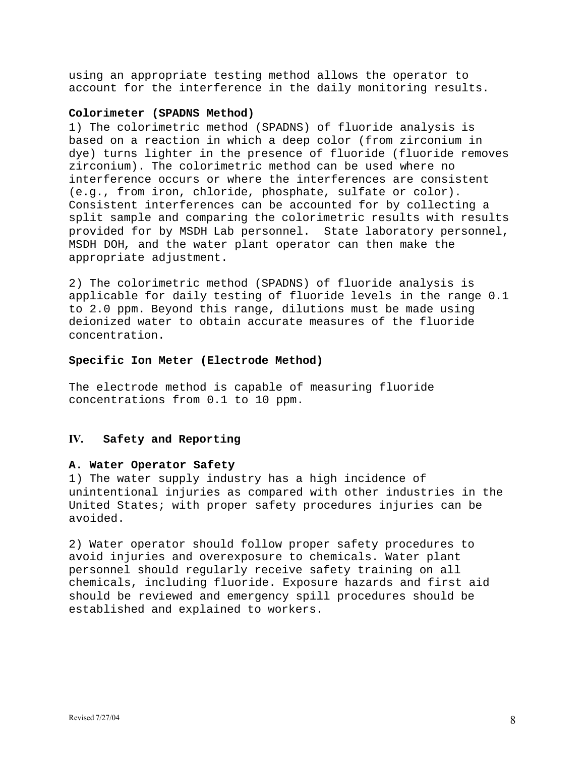using an appropriate testing method allows the operator to account for the interference in the daily monitoring results.

**Colorimeter (SPADNS Method)**

1) The colorimetric method (SPADNS) of fluoride analysis is based on a reaction in which a deep color (from zirconium in dye) turns lighter in the presence of fluoride (fluoride removes zirconium). The colorimetric method can be used where no interference occurs or where the interferences are consistent (e.g., from iron, chloride, phosphate, sulfate or color). Consistent interferences can be accounted for by collecting a split sample and comparing the colorimetric results with results provided for by MSDH Lab personnel. State laboratory personnel, MSDH DOH, and the water plant operator can then make the appropriate adjustment.

2) The colorimetric method (SPADNS) of fluoride analysis is applicable for daily testing of fluoride levels in the range 0.1 to 2.0 ppm. Beyond this range, dilutions must be made using deionized water to obtain accurate measures of the fluoride concentration.

**Specific Ion Meter (Electrode Method)**

The electrode method is capable of measuring fluoride concentrations from 0.1 to 10 ppm.

## IV. Safety and Reporting

### A. Water Operator Safety

1) The water supply industry has a high incidence of unintentional injuries as compared with other industries in the United States; with proper safety procedures injuries can be avoided.

2) Water operator should follow proper safety procedures to avoid injuries and overexposure to chemicals. Water plant personnel should regularly receive safety training on all chemicals, including fluoride. Exposure hazards and first aid should be reviewed and emergency spill procedures should be established and explained to workers.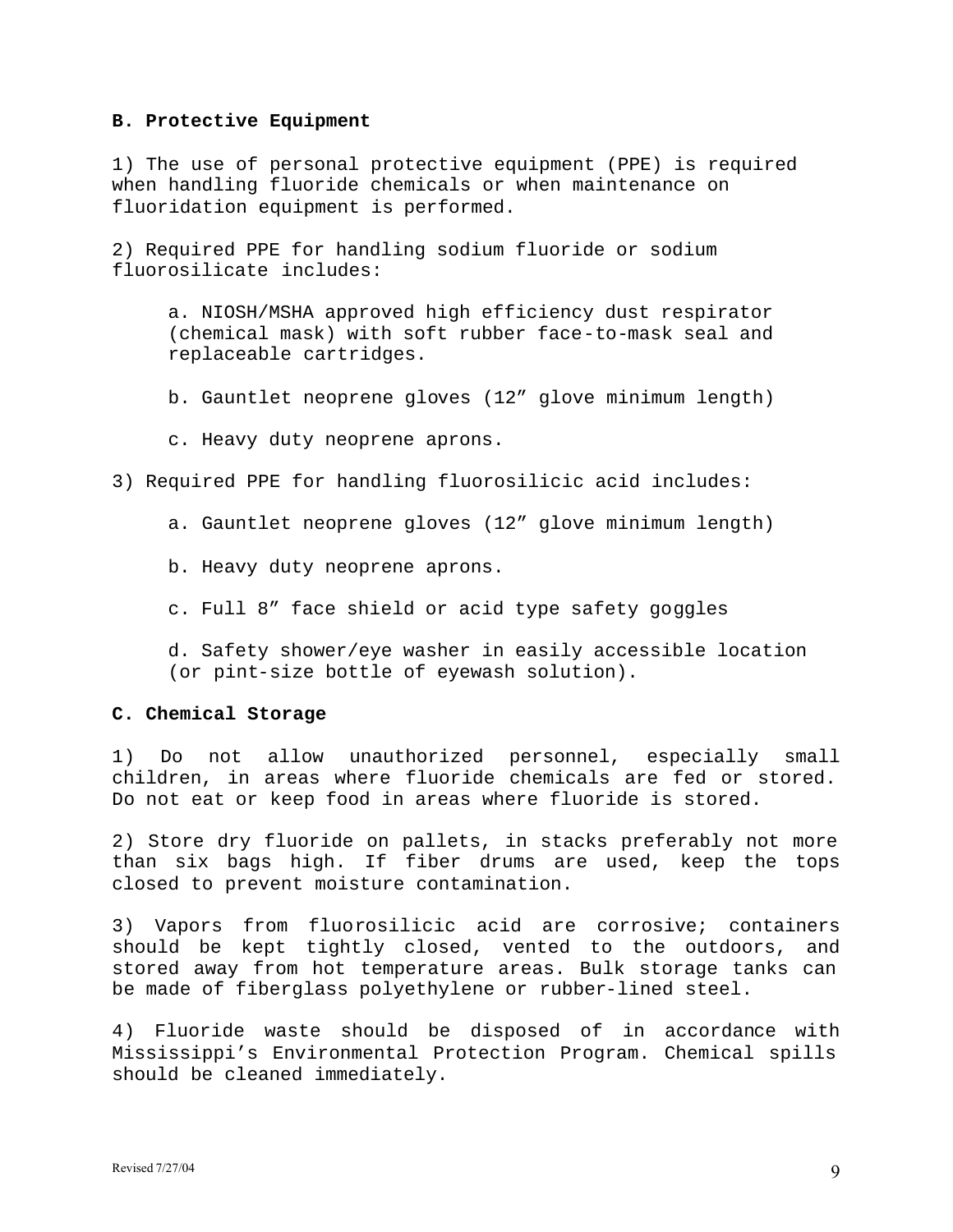**B. Protective Equipment**

1) The use of personal protective equipment (PPE) is required when handling fluoride chemicals or when maintenance on fluoridation equipment is performed.

2) Required PPE for handling sodium fluoride or sodium fluorosilicate includes:

a. NIOSH/MSHA approved high efficiency dust respirator (chemical mask) with soft rubber face-to-mask seal and replaceable cartridges.

b. Gauntlet neoprene gloves (12” glove minimum length)

c. Heavy duty neoprene aprons.

3) Required PPE for handling fluorosilicic acid includes:

a. Gauntlet neoprene gloves (12” glove minimum length)

b. Heavy duty neoprene aprons.

c. Full 8” face shield or acid type safety goggles

d. Safety shower/eye washer in easily accessible location (or pint-size bottle of eyewash solution).

**C. Chemical Storage**

1) Do not allow unauthorized personnel, especially small children, in areas where fluoride chemicals are fed or stored. Do not eat or keep food in areas where fluoride is stored.

2) Store dry fluoride on pallets, in stacks preferably not more than six bags high. If fiber drums are used, keep the tops closed to prevent moisture contamination.

3) Vapors from fluorosilicic acid are corrosive; containers should be kept tightly closed, vented to the outdoors, and stored away from hot temperature areas. Bulk storage tanks can be made of fiberglass polyethylene or rubber-lined steel.

4) Fluoride waste should be disposed of in accordance with Mississippi’s Environmental Protection Program. Chemical spills should be cleaned immediately.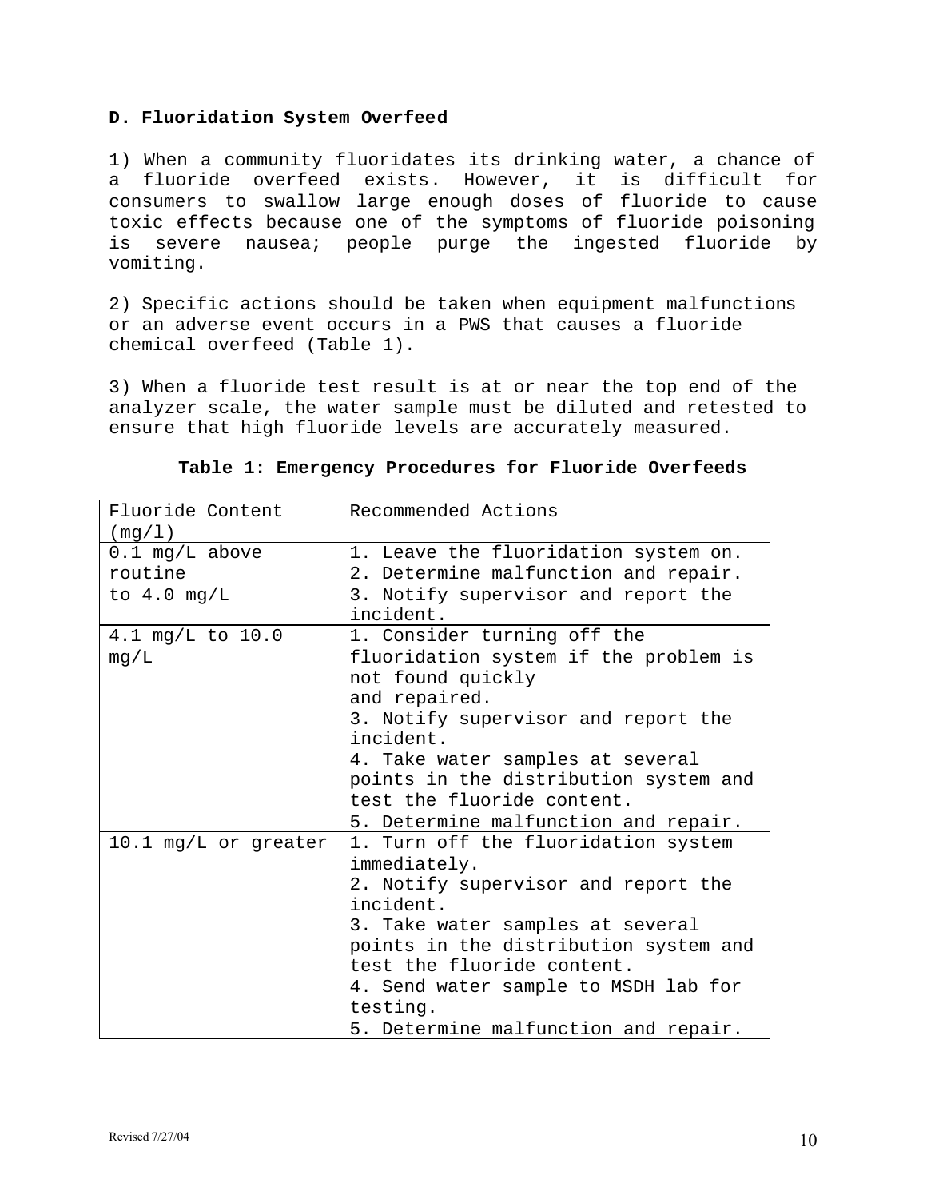**D. Fluoridation System Overfeed**

1) When a community fluoridates its drinking water, a chance of a fluoride overfeed exists. However, it is difficult for consumers to swallow large enough doses of fluoride to cause toxic effects because one of the symptoms of fluoride poisoning is severe nausea; people purge the ingested fluoride by vomiting.

2) Specific actions should be taken when equipment malfunctions or an adverse event occurs in a PWS that causes a fluoride chemical overfeed (Table 1).

3) When a fluoride test result is at or near the top end of the analyzer scale, the water sample must be diluted and retested to ensure that high fluoride levels are accurately measured.

**Table 1: Emergency Procedures for Fluoride Overfeeds**

| Fluoride Content (mg/l) | Recommended Actions |
|---|---|
| 0.1 mg/L above routine to 4.0 mg/L | 1. Leave the fluoridation system on.<br>2. Determine malfunction and repair.<br>3. Notify supervisor and report the incident. |
| 4.1 mg/L to 10.0 mg/L | 1. Consider turning off the fluoridation system if the problem is not found quickly and repaired.<br>3. Notify supervisor and report the incident.<br>4. Take water samples at several points in the distribution system and test the fluoride content.<br>5. Determine malfunction and repair. |
| 10.1 mg/L or greater | 1. Turn off the fluoridation system immediately.<br>2. Notify supervisor and report the incident.<br>3. Take water samples at several points in the distribution system and test the fluoride content.<br>4. Send water sample to MSDH lab for testing.<br>5. Determine malfunction and repair. |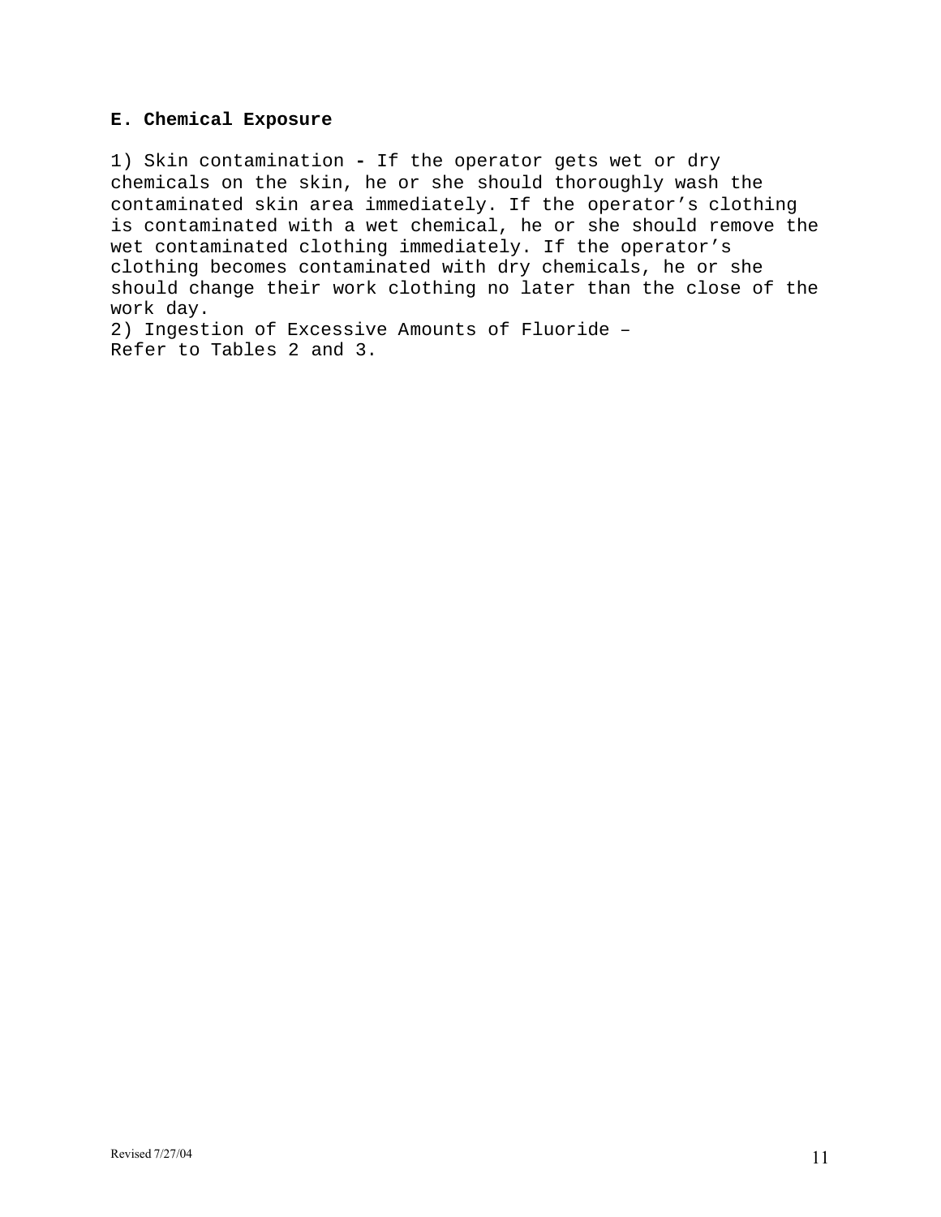**E. Chemical Exposure**

1) Skin contamination **-** If the operator gets wet or dry chemicals on the skin, he or she should thoroughly wash the contaminated skin area immediately. If the operator's clothing is contaminated with a wet chemical, he or she should remove the wet contaminated clothing immediately. If the operator's clothing becomes contaminated with dry chemicals, he or she should change their work clothing no later than the close of the work day.

2) Ingestion of Excessive Amounts of Fluoride – Refer to Tables 2 and 3.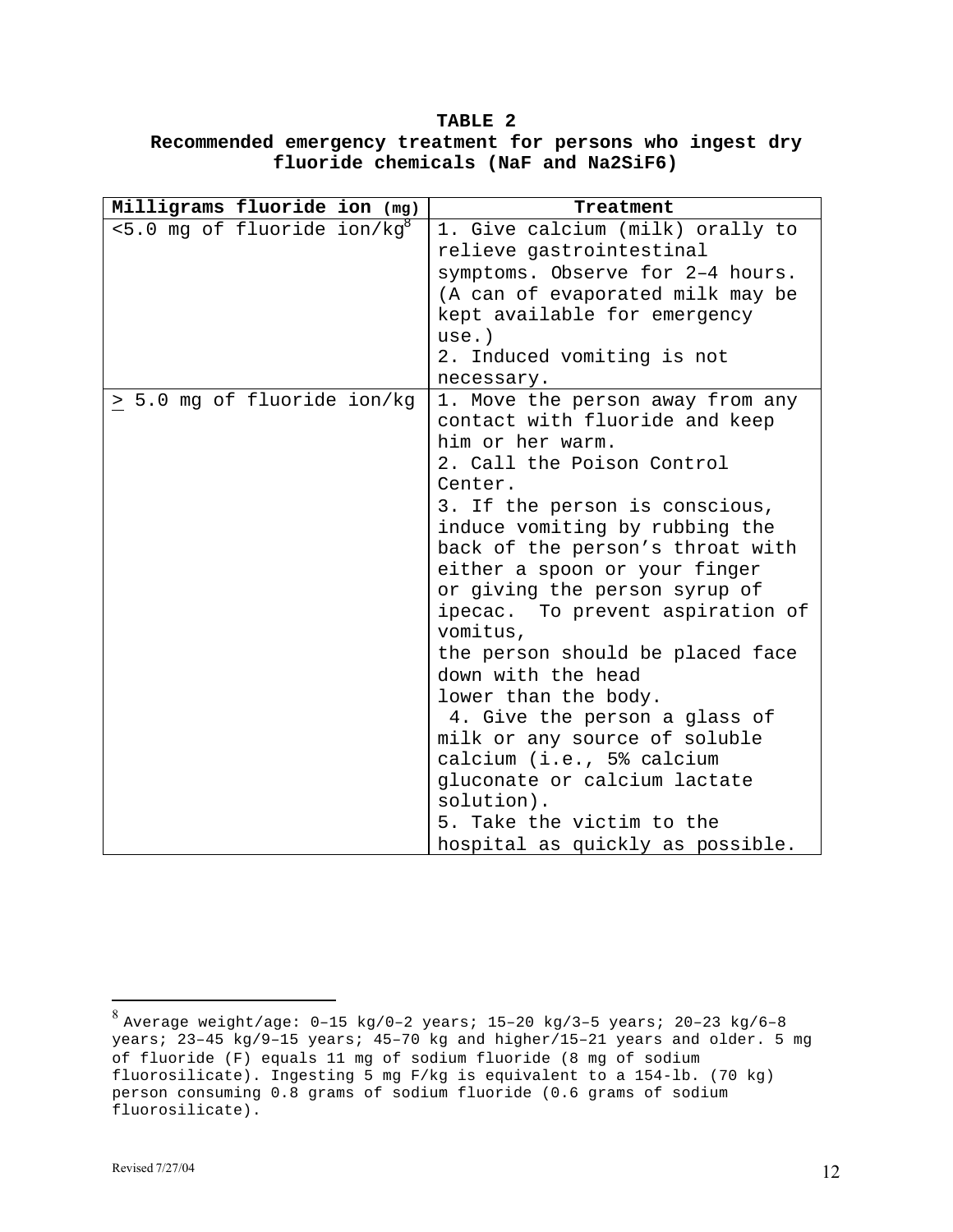**TABLE 2**
**Recommended emergency treatment for persons who ingest dry fluoride chemicals (NaF and Na2SiF6)**

| Milligrams fluoride ion (mg) | Treatment |
|---|---|
| <5.0 mg of fluoride ion/kg[8] | 1. Give calcium (milk) orally to relieve gastrointestinal symptoms. Observe for 2–4 hours. (A can of evaporated milk may be kept available for emergency use.)<br>2. Induced vomiting is not necessary. |
| ≥ 5.0 mg of fluoride ion/kg | 1. Move the person away from any contact with fluoride and keep him or her warm.<br>2. Call the Poison Control Center.<br>3. If the person is conscious, induce vomiting by rubbing the back of the person's throat with either a spoon or your finger or giving the person syrup of ipecac. To prevent aspiration of vomitus, the person should be placed face down with the head lower than the body.<br>4. Give the person a glass of milk or any source of soluble calcium (i.e., 5% calcium gluconate or calcium lactate solution).<br>5. Take the victim to the hospital as quickly as possible. |

[8] Average weight/age: 0–15 kg/0–2 years; 15–20 kg/3–5 years; 20–23 kg/6–8 years; 23–45 kg/9–15 years; 45–70 kg and higher/15–21 years and older. 5 mg of fluoride (F) equals 11 mg of sodium fluoride (8 mg of sodium fluorosilicate). Ingesting 5 mg F/kg is equivalent to a 154-lb. (70 kg) person consuming 0.8 grams of sodium fluoride (0.6 grams of sodium fluorosilicate).

Revised 7/27/04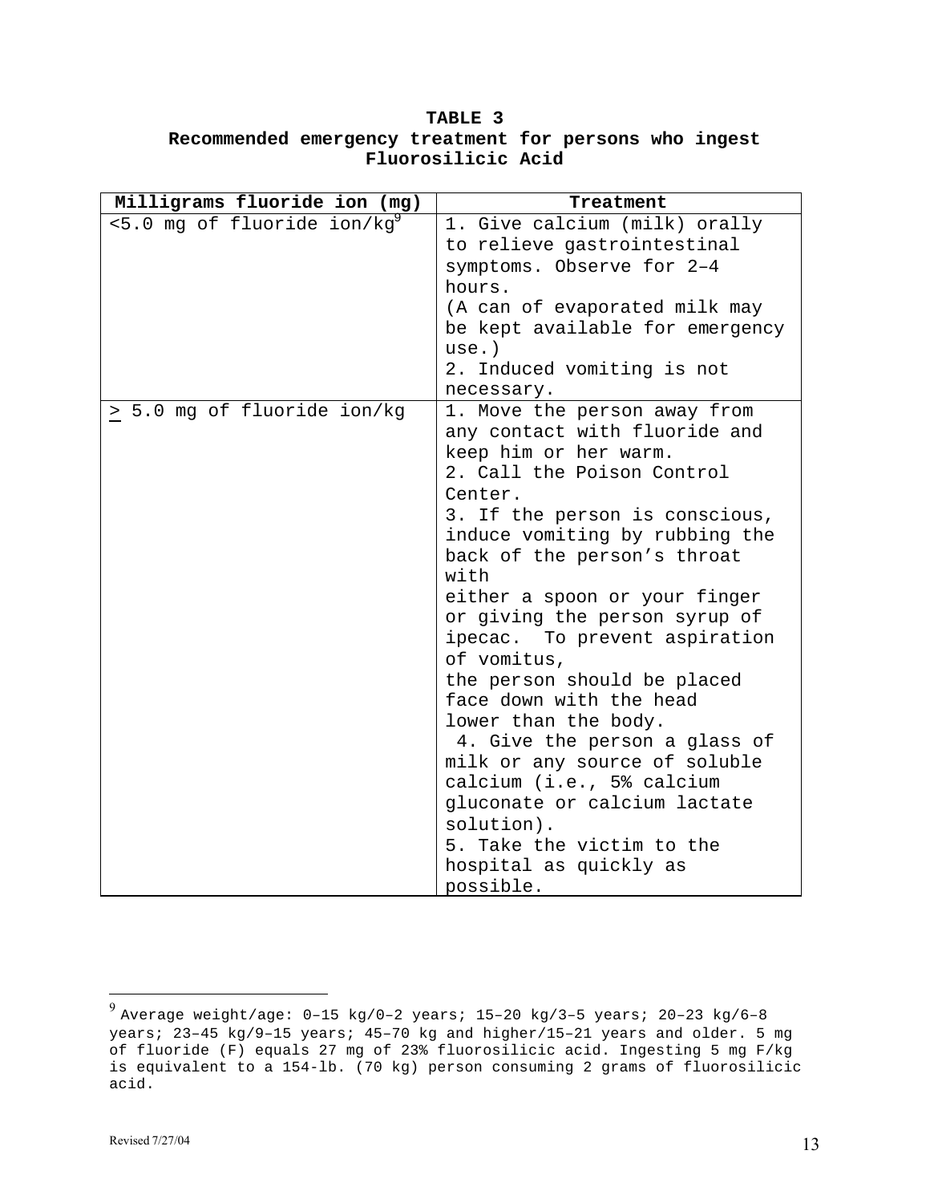**TABLE 3**
**Recommended emergency treatment for persons who ingest Fluorosilicic Acid**

| Milligrams fluoride ion (mg) | Treatment |
|---|---|
| <5.0 mg of fluoride ion/kg[9] | 1. Give calcium (milk) orally to relieve gastrointestinal symptoms. Observe for 2–4 hours. (A can of evaporated milk may be kept available for emergency use.) 2. Induced vomiting is not necessary. |
| $\geq$ 5.0 mg of fluoride ion/kg | 1. Move the person away from any contact with fluoride and keep him or her warm. 2. Call the Poison Control Center. 3. If the person is conscious, induce vomiting by rubbing the back of the person's throat with either a spoon or your finger or giving the person syrup of ipecac. To prevent aspiration of vomitus, the person should be placed face down with the head lower than the body. 4. Give the person a glass of milk or any source of soluble calcium (i.e., 5% calcium gluconate or calcium lactate solution). 5. Take the victim to the hospital as quickly as possible. |

[9] Average weight/age: 0–15 kg/0–2 years; 15–20 kg/3–5 years; 20–23 kg/6–8 years; 23–45 kg/9–15 years; 45–70 kg and higher/15–21 years and older. 5 mg of fluoride (F) equals 27 mg of 23% fluorosilicic acid. Ingesting 5 mg F/kg is equivalent to a 154-lb. (70 kg) person consuming 2 grams of fluorosilicic acid.

Revised 7/27/04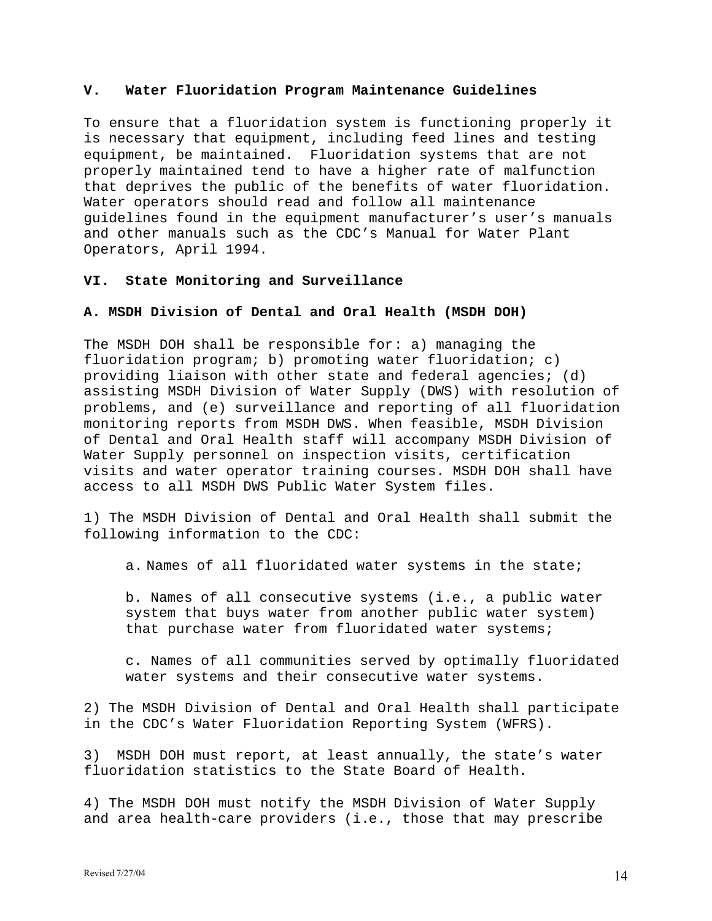## V. Water Fluoridation Program Maintenance Guidelines

To ensure that a fluoridation system is functioning properly it is necessary that equipment, including feed lines and testing equipment, be maintained. Fluoridation systems that are not properly maintained tend to have a higher rate of malfunction that deprives the public of the benefits of water fluoridation. Water operators should read and follow all maintenance guidelines found in the equipment manufacturer's user's manuals and other manuals such as the CDC's Manual for Water Plant Operators, April 1994.

## VI. State Monitoring and Surveillance

### A. MSDH Division of Dental and Oral Health (MSDH DOH)

The MSDH DOH shall be responsible for: a) managing the fluoridation program; b) promoting water fluoridation; c) providing liaison with other state and federal agencies; (d) assisting MSDH Division of Water Supply (DWS) with resolution of problems, and (e) surveillance and reporting of all fluoridation monitoring reports from MSDH DWS. When feasible, MSDH Division of Dental and Oral Health staff will accompany MSDH Division of Water Supply personnel on inspection visits, certification visits and water operator training courses. MSDH DOH shall have access to all MSDH DWS Public Water System files.

1) The MSDH Division of Dental and Oral Health shall submit the following information to the CDC:

a. Names of all fluoridated water systems in the state;

b. Names of all consecutive systems (i.e., a public water system that buys water from another public water system) that purchase water from fluoridated water systems;

c. Names of all communities served by optimally fluoridated water systems and their consecutive water systems.

2) The MSDH Division of Dental and Oral Health shall participate in the CDC's Water Fluoridation Reporting System (WFRS).

3) MSDH DOH must report, at least annually, the state's water fluoridation statistics to the State Board of Health.

4) The MSDH DOH must notify the MSDH Division of Water Supply and area health-care providers (i.e., those that may prescribe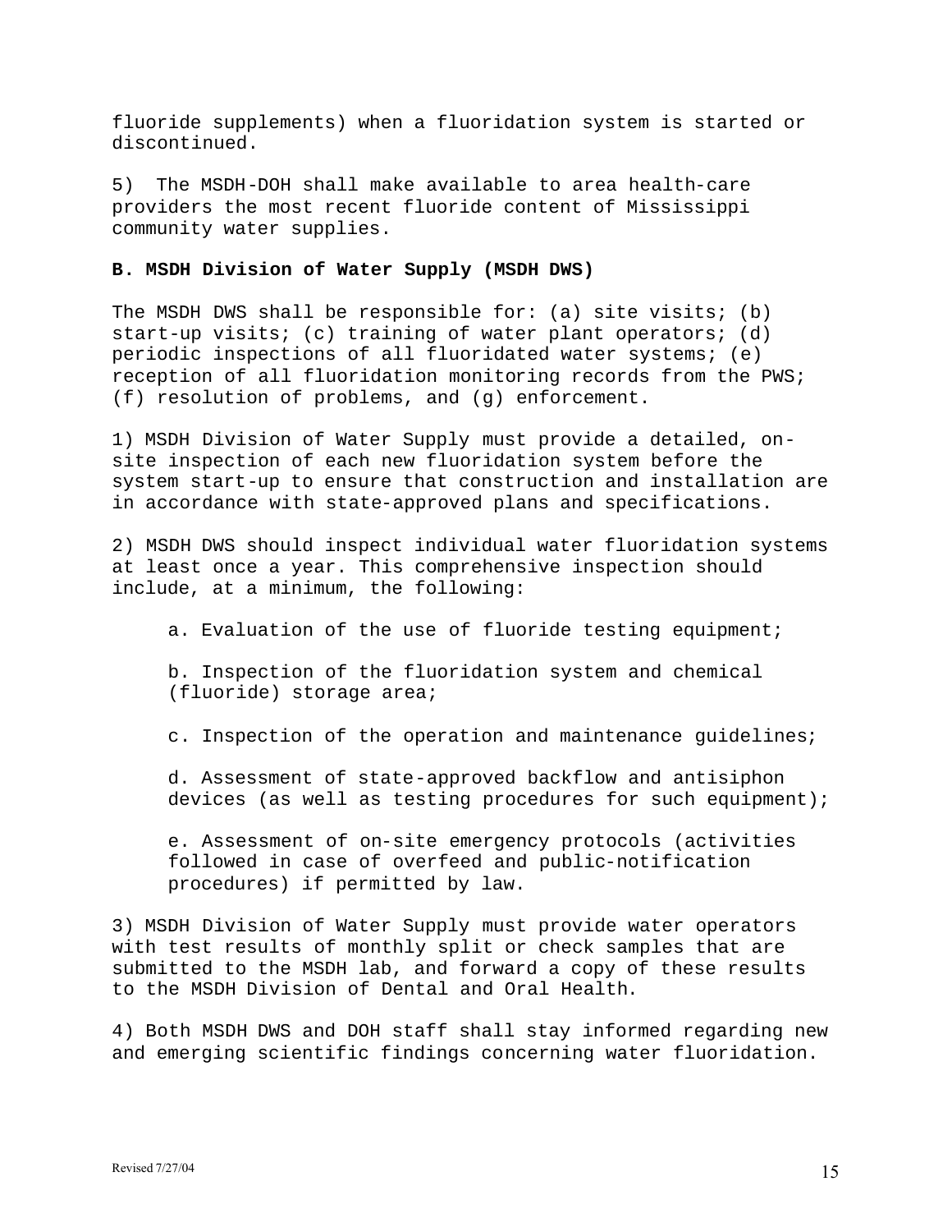fluoride supplements) when a fluoridation system is started or discontinued.

5) The MSDH-DOH shall make available to area health-care providers the most recent fluoride content of Mississippi community water supplies.

**B. MSDH Division of Water Supply (MSDH DWS)**

The MSDH DWS shall be responsible for: (a) site visits; (b) start-up visits; (c) training of water plant operators; (d) periodic inspections of all fluoridated water systems; (e) reception of all fluoridation monitoring records from the PWS; (f) resolution of problems, and (g) enforcement.

1) MSDH Division of Water Supply must provide a detailed, on-site inspection of each new fluoridation system before the system start-up to ensure that construction and installation are in accordance with state-approved plans and specifications.

2) MSDH DWS should inspect individual water fluoridation systems at least once a year. This comprehensive inspection should include, at a minimum, the following:

a. Evaluation of the use of fluoride testing equipment;

b. Inspection of the fluoridation system and chemical (fluoride) storage area;

c. Inspection of the operation and maintenance guidelines;

d. Assessment of state-approved backflow and antisiphon devices (as well as testing procedures for such equipment);

e. Assessment of on-site emergency protocols (activities followed in case of overfeed and public-notification procedures) if permitted by law.

3) MSDH Division of Water Supply must provide water operators with test results of monthly split or check samples that are submitted to the MSDH lab, and forward a copy of these results to the MSDH Division of Dental and Oral Health.

4) Both MSDH DWS and DOH staff shall stay informed regarding new and emerging scientific findings concerning water fluoridation.

Revised 7/27/04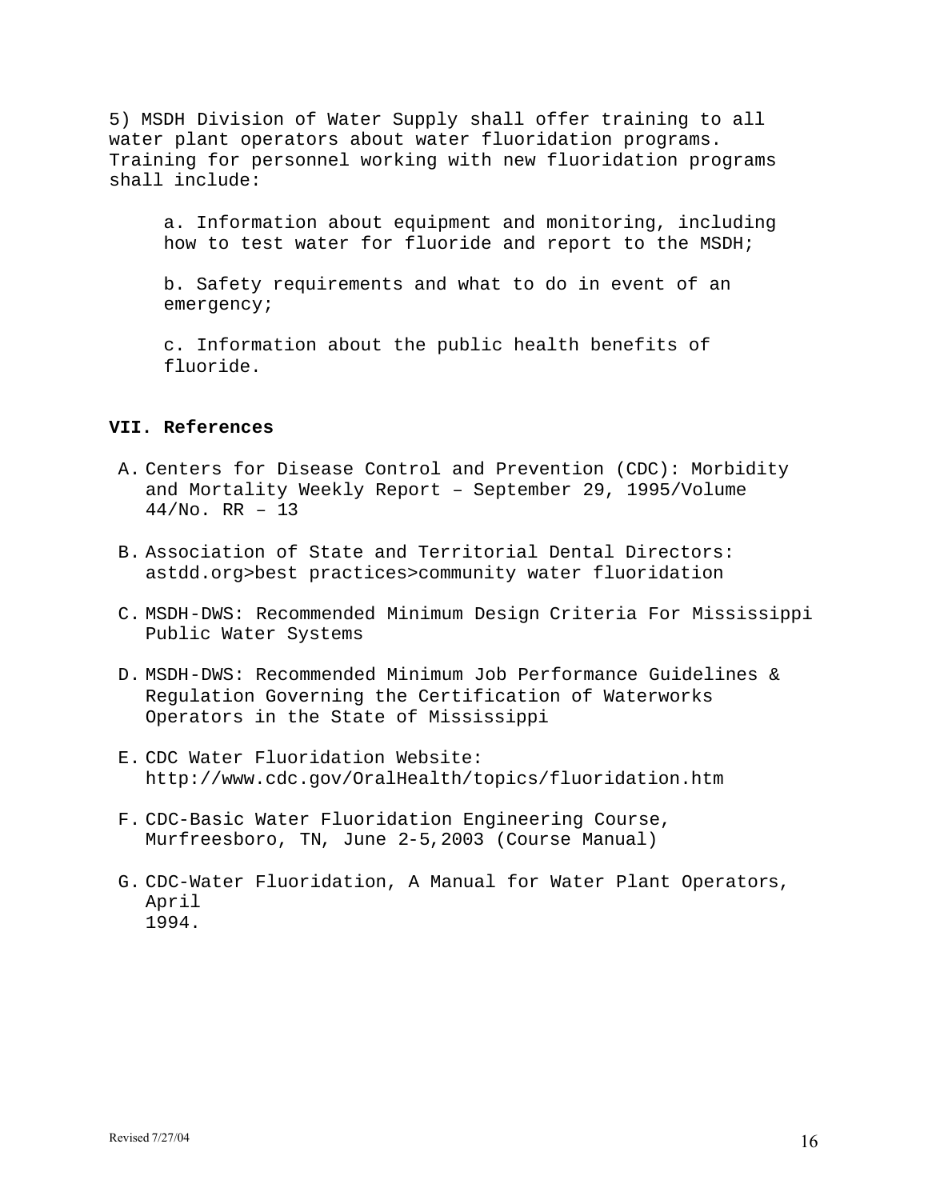5) MSDH Division of Water Supply shall offer training to all water plant operators about water fluoridation programs. Training for personnel working with new fluoridation programs shall include:

a. Information about equipment and monitoring, including how to test water for fluoride and report to the MSDH;

b. Safety requirements and what to do in event of an emergency;

c. Information about the public health benefits of fluoride.

## VII. References

A. Centers for Disease Control and Prevention (CDC): Morbidity and Mortality Weekly Report – September 29, 1995/Volume 44/No. RR – 13

B. Association of State and Territorial Dental Directors: astdd.org>best practices>community water fluoridation

C. MSDH-DWS: Recommended Minimum Design Criteria For Mississippi Public Water Systems

D. MSDH-DWS: Recommended Minimum Job Performance Guidelines & Regulation Governing the Certification of Waterworks Operators in the State of Mississippi

E. CDC Water Fluoridation Website: http://www.cdc.gov/OralHealth/topics/fluoridation.htm

F. CDC-Basic Water Fluoridation Engineering Course, Murfreesboro, TN, June 2-5,2003 (Course Manual)

G. CDC-Water Fluoridation, A Manual for Water Plant Operators, April 1994.

Revised 7/27/04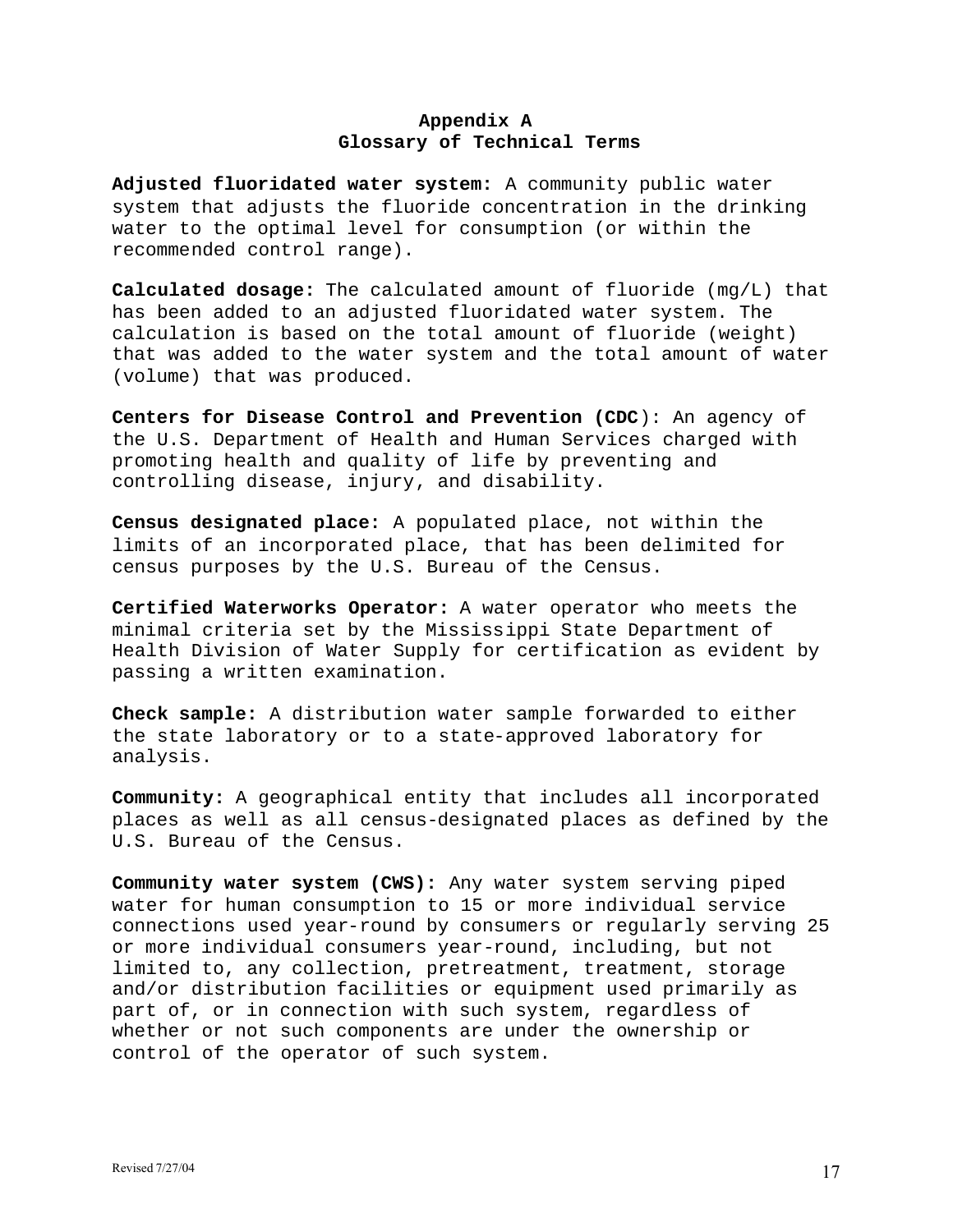# Appendix A
## Glossary of Technical Terms

**Adjusted fluoridated water system:** A community public water system that adjusts the fluoride concentration in the drinking water to the optimal level for consumption (or within the recommended control range).

**Calculated dosage:** The calculated amount of fluoride (mg/L) that has been added to an adjusted fluoridated water system. The calculation is based on the total amount of fluoride (weight) that was added to the water system and the total amount of water (volume) that was produced.

**Centers for Disease Control and Prevention (CDC**): An agency of the U.S. Department of Health and Human Services charged with promoting health and quality of life by preventing and controlling disease, injury, and disability.

**Census designated place:** A populated place, not within the limits of an incorporated place, that has been delimited for census purposes by the U.S. Bureau of the Census.

**Certified Waterworks Operator:** A water operator who meets the minimal criteria set by the Mississippi State Department of Health Division of Water Supply for certification as evident by passing a written examination.

**Check sample:** A distribution water sample forwarded to either the state laboratory or to a state-approved laboratory for analysis.

**Community:** A geographical entity that includes all incorporated places as well as all census-designated places as defined by the U.S. Bureau of the Census.

**Community water system (CWS):** Any water system serving piped water for human consumption to 15 or more individual service connections used year-round by consumers or regularly serving 25 or more individual consumers year-round, including, but not limited to, any collection, pretreatment, treatment, storage and/or distribution facilities or equipment used primarily as part of, or in connection with such system, regardless of whether or not such components are under the ownership or control of the operator of such system.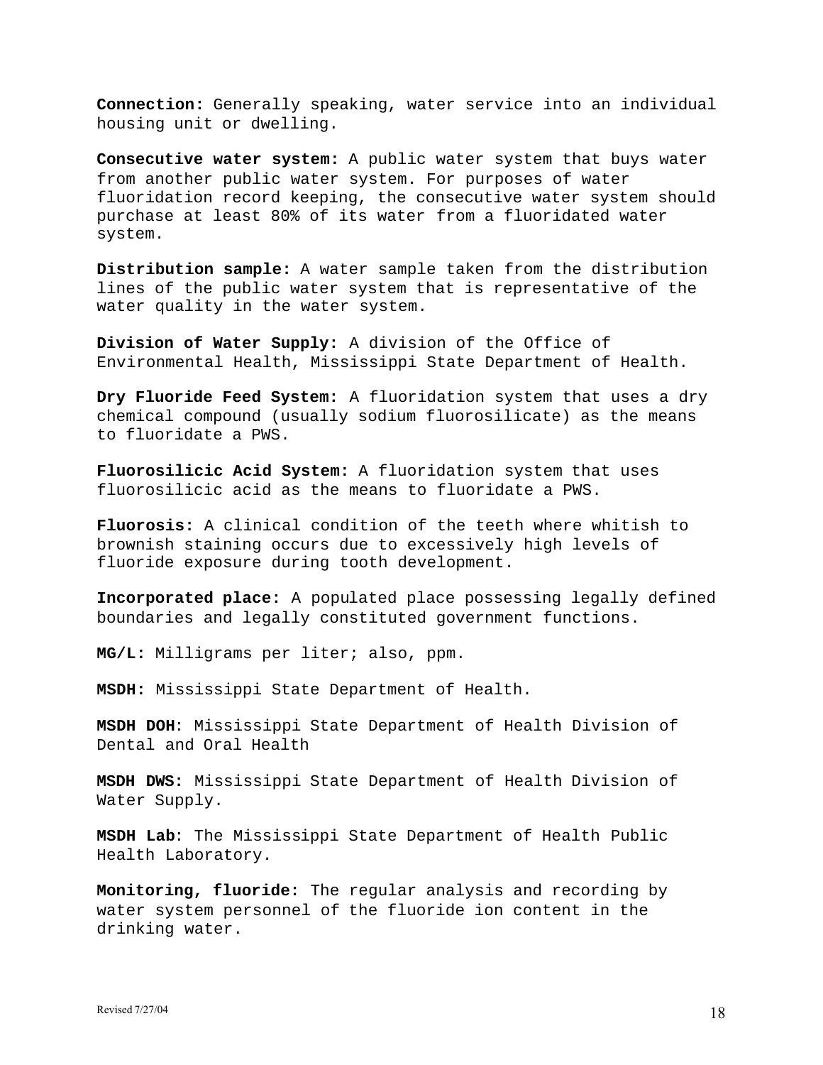**Connection:** Generally speaking, water service into an individual housing unit or dwelling.

**Consecutive water system:** A public water system that buys water from another public water system. For purposes of water fluoridation record keeping, the consecutive water system should purchase at least 80% of its water from a fluoridated water system.

**Distribution sample:** A water sample taken from the distribution lines of the public water system that is representative of the water quality in the water system.

**Division of Water Supply:** A division of the Office of Environmental Health, Mississippi State Department of Health.

**Dry Fluoride Feed System:** A fluoridation system that uses a dry chemical compound (usually sodium fluorosilicate) as the means to fluoridate a PWS.

**Fluorosilicic Acid System:** A fluoridation system that uses fluorosilicic acid as the means to fluoridate a PWS.

**Fluorosis:** A clinical condition of the teeth where whitish to brownish staining occurs due to excessively high levels of fluoride exposure during tooth development.

**Incorporated place:** A populated place possessing legally defined boundaries and legally constituted government functions.

**MG/L:** Milligrams per liter; also, ppm.

**MSDH:** Mississippi State Department of Health.

**MSDH DOH**: Mississippi State Department of Health Division of Dental and Oral Health

**MSDH DWS:** Mississippi State Department of Health Division of Water Supply.

**MSDH Lab**: The Mississippi State Department of Health Public Health Laboratory.

**Monitoring, fluoride:** The regular analysis and recording by water system personnel of the fluoride ion content in the drinking water.

Revised 7/27/04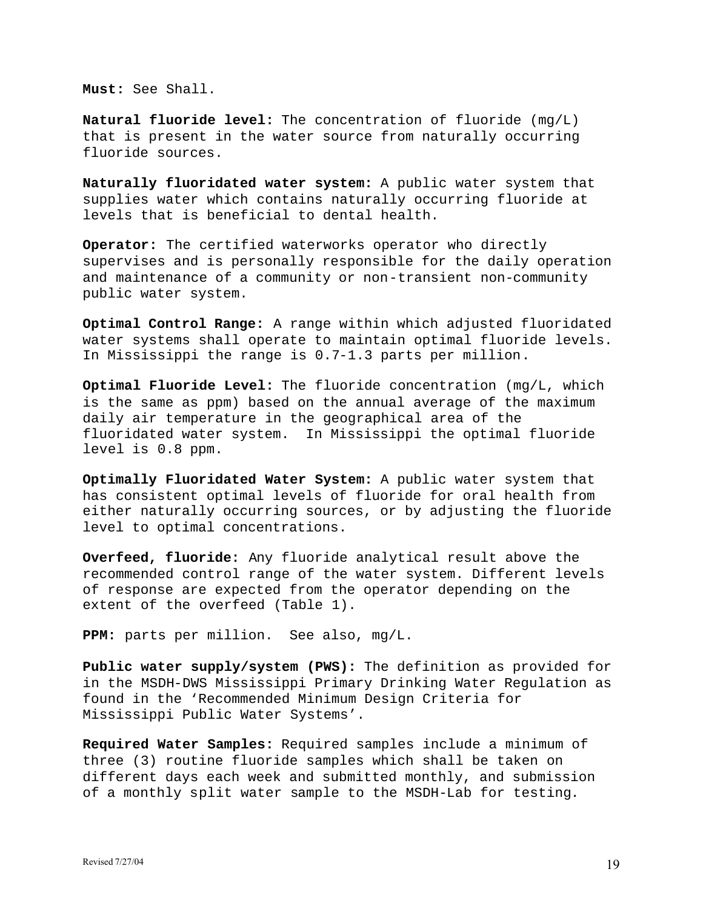**Must:** See Shall.

**Natural fluoride level:** The concentration of fluoride (mg/L) that is present in the water source from naturally occurring fluoride sources.

**Naturally fluoridated water system:** A public water system that supplies water which contains naturally occurring fluoride at levels that is beneficial to dental health.

**Operator:** The certified waterworks operator who directly supervises and is personally responsible for the daily operation and maintenance of a community or non-transient non-community public water system.

**Optimal Control Range:** A range within which adjusted fluoridated water systems shall operate to maintain optimal fluoride levels. In Mississippi the range is 0.7-1.3 parts per million.

**Optimal Fluoride Level:** The fluoride concentration (mg/L, which is the same as ppm) based on the annual average of the maximum daily air temperature in the geographical area of the fluoridated water system. In Mississippi the optimal fluoride level is 0.8 ppm.

**Optimally Fluoridated Water System:** A public water system that has consistent optimal levels of fluoride for oral health from either naturally occurring sources, or by adjusting the fluoride level to optimal concentrations.

**Overfeed, fluoride:** Any fluoride analytical result above the recommended control range of the water system. Different levels of response are expected from the operator depending on the extent of the overfeed (Table 1).

**PPM:** parts per million. See also, mg/L.

**Public water supply/system (PWS):** The definition as provided for in the MSDH-DWS Mississippi Primary Drinking Water Regulation as found in the 'Recommended Minimum Design Criteria for Mississippi Public Water Systems'.

**Required Water Samples:** Required samples include a minimum of three (3) routine fluoride samples which shall be taken on different days each week and submitted monthly, and submission of a monthly split water sample to the MSDH-Lab for testing.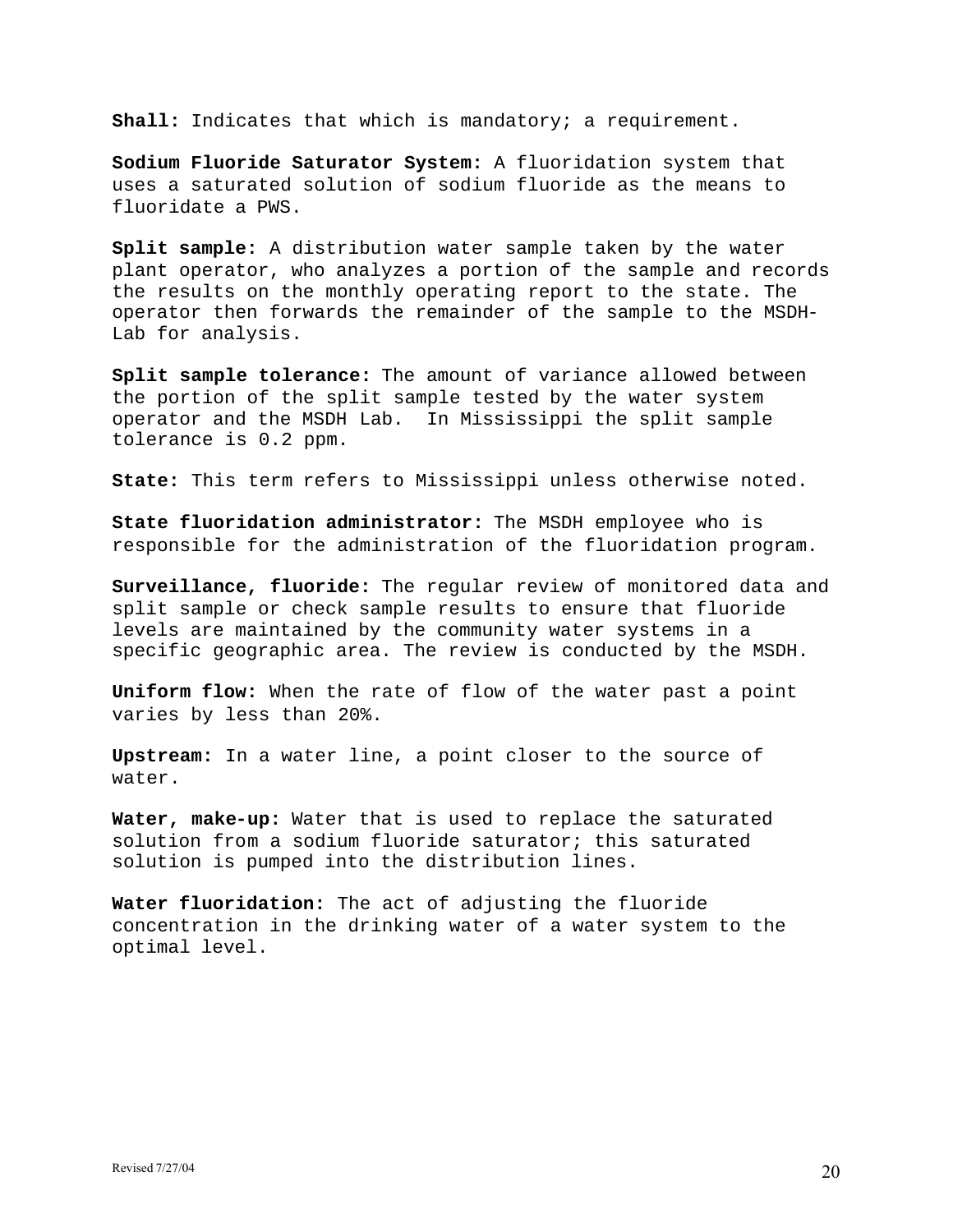**Shall:** Indicates that which is mandatory; a requirement.

**Sodium Fluoride Saturator System:** A fluoridation system that uses a saturated solution of sodium fluoride as the means to fluoridate a PWS.

**Split sample:** A distribution water sample taken by the water plant operator, who analyzes a portion of the sample and records the results on the monthly operating report to the state. The operator then forwards the remainder of the sample to the MSDH-Lab for analysis.

**Split sample tolerance:** The amount of variance allowed between the portion of the split sample tested by the water system operator and the MSDH Lab. In Mississippi the split sample tolerance is 0.2 ppm.

**State:** This term refers to Mississippi unless otherwise noted.

**State fluoridation administrator:** The MSDH employee who is responsible for the administration of the fluoridation program.

**Surveillance, fluoride:** The regular review of monitored data and split sample or check sample results to ensure that fluoride levels are maintained by the community water systems in a specific geographic area. The review is conducted by the MSDH.

**Uniform flow:** When the rate of flow of the water past a point varies by less than 20%.

**Upstream:** In a water line, a point closer to the source of water.

**Water, make-up:** Water that is used to replace the saturated solution from a sodium fluoride saturator; this saturated solution is pumped into the distribution lines.

**Water fluoridation:** The act of adjusting the fluoride concentration in the drinking water of a water system to the optimal level.

Revised 7/27/04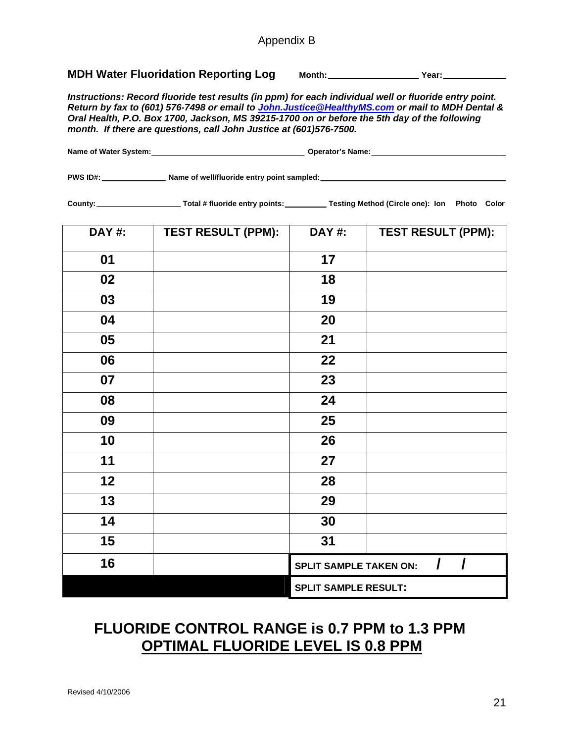Appendix B

**MDH Water Fluoridation Reporting Log** **Month:**__________________ **Year:**____________

***Instructions: Record fluoride test results (in ppm) for each individual well or fluoride entry point. Return by fax to (601) 576-7498 or email to John.Justice@HealthyMS.com or mail to MDH Dental & Oral Health, P.O. Box 1700, Jackson, MS 39215-1700 on or before the 5th day of the following month. If there are questions, call John Justice at (601)576-7500.***

**Name of Water System:**________________________________ **Operator's Name:**____________________________

**PWS ID#:**______________ **Name of well/fluoride entry point sampled:**________________________________________

**County:**____________________ **Total # fluoride entry points:**__________ **Testing Method (Circle one): Ion Photo Color**

| DAY #: | TEST RESULT (PPM): | DAY #: | TEST RESULT (PPM): |
|---|---|---|---|
| 01 | | 17 | |
| 02 | | 18 | |
| 03 | | 19 | |
| 04 | | 20 | |
| 05 | | 21 | |
| 06 | | 22 | |
| 07 | | 23 | |
| 08 | | 24 | |
| 09 | | 25 | |
| 10 | | 26 | |
| 11 | | 27 | |
| 12 | | 28 | |
| 13 | | 29 | |
| 14 | | 30 | |
| 15 | | 31 | |
| 16 | | SPLIT SAMPLE TAKEN ON: / / | |
| | | SPLIT SAMPLE RESULT: | |

## FLUORIDE CONTROL RANGE is 0.7 PPM to 1.3 PPM
## OPTIMAL FLUORIDE LEVEL IS 0.8 PPM

Revised 4/10/2006